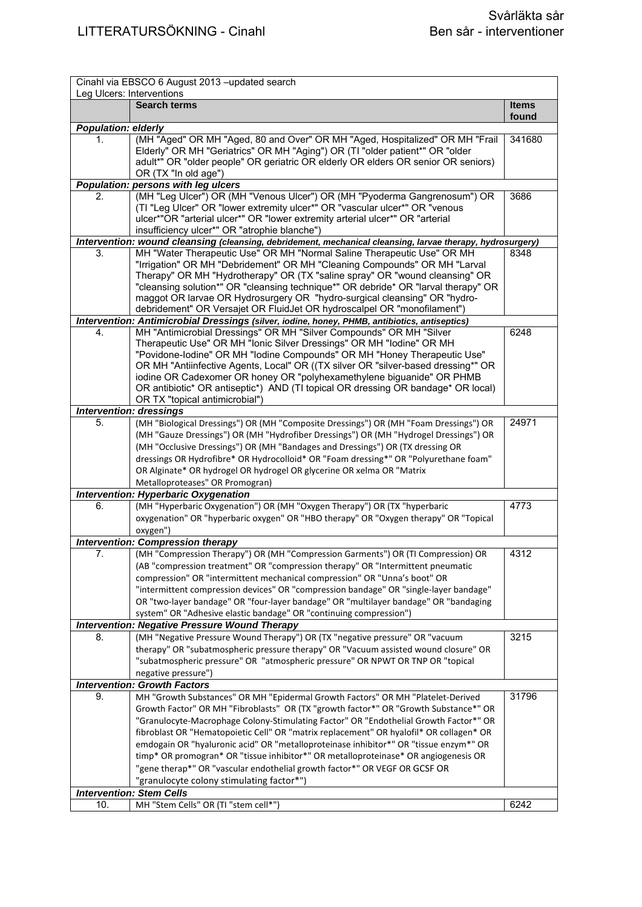# LITTERATURSÖKNING - Cinahl

Svårläkta sår
Ben sår - interventioner

| Cinahl via EBSCO 6 August 2013 –updated search<br>Leg Ulcers: Interventions | | |
|---|---|---|
| | **Search terms** | **Items found** |
| ***Population: elderly*** | | |
| 1. | (MH "Aged" OR MH "Aged, 80 and Over" OR MH "Aged, Hospitalized" OR MH "Frail Elderly" OR MH "Geriatrics" OR MH "Aging") OR (TI "older patient*" OR "older adult*" OR "older people" OR geriatric OR elderly OR elders OR senior OR seniors) OR (TX "In old age") | 341680 |
| ***Population: persons with leg ulcers*** | | |
| 2. | (MH "Leg Ulcer") OR (MH "Venous Ulcer") OR (MH "Pyoderma Gangrenosum") OR (TI "Leg Ulcer" OR "lower extremity ulcer*" OR "vascular ulcer*" OR "venous ulcer*"OR "arterial ulcer*" OR "lower extremity arterial ulcer*" OR "arterial insufficiency ulcer*" OR "atrophie blanche") | 3686 |
| ***Intervention: wound cleansing** (cleansing, debridement, mechanical cleansing, larvae therapy, hydrosurgery)* | | |
| 3. | MH "Water Therapeutic Use" OR MH "Normal Saline Therapeutic Use" OR MH "Irrigation" OR MH "Debridement" OR MH "Cleaning Compounds" OR MH "Larval Therapy" OR MH "Hydrotherapy" OR (TX "saline spray" OR "wound cleansing" OR "cleansing solution*" OR "cleansing technique*" OR debride* OR "larval therapy" OR maggot OR larvae OR Hydrosurgery OR "hydro-surgical cleansing" OR "hydro-debridement" OR Versajet OR FluidJet OR hydroscalpel OR "monofilament") | 8348 |
| ***Intervention: Antimicrobial Dressings** (silver, iodine, honey, PHMB, antibiotics, antiseptics)* | | |
| 4. | MH "Antimicrobial Dressings" OR MH "Silver Compounds" OR MH "Silver Therapeutic Use" OR MH "Ionic Silver Dressings" OR MH "Iodine" OR MH "Povidone-Iodine" OR MH "Iodine Compounds" OR MH "Honey Therapeutic Use" OR MH "Antiinfective Agents, Local" OR ((TX silver OR "silver-based dressing*" OR iodine OR Cadexomer OR honey OR "polyhexamethylene biguanide" OR PHMB OR antibiotic* OR antiseptic*) AND (TI topical OR dressing OR bandage* OR local) OR TX "topical antimicrobial") | 6248 |
| ***Intervention: dressings*** | | |
| 5. | (MH "Biological Dressings") OR (MH "Composite Dressings") OR (MH "Foam Dressings") OR (MH "Gauze Dressings") OR (MH "Hydrofiber Dressings") OR (MH "Hydrogel Dressings") OR (MH "Occlusive Dressings") OR (MH "Bandages and Dressings") OR (TX dressing OR dressings OR Hydrofibre* OR Hydrocolloid* OR "Foam dressing*" OR "Polyurethane foam" OR Alginate* OR hydrogel OR hydrogel OR glycerine OR xelma OR "Matrix Metalloproteases" OR Promogran) | 24971 |
| ***Intervention: Hyperbaric Oxygenation*** | | |
| 6. | (MH "Hyperbaric Oxygenation") OR (MH "Oxygen Therapy") OR (TX "hyperbaric oxygenation" OR "hyperbaric oxygen" OR "HBO therapy" OR "Oxygen therapy" OR "Topical oxygen") | 4773 |
| ***Intervention: Compression therapy*** | | |
| 7. | (MH "Compression Therapy") OR (MH "Compression Garments") OR (TI Compression) OR (AB "compression treatment" OR "compression therapy" OR "Intermittent pneumatic compression" OR "intermittent mechanical compression" OR "Unna's boot" OR "intermittent compression devices" OR "compression bandage" OR "single-layer bandage" OR "two-layer bandage" OR "four-layer bandage" OR "multilayer bandage" OR "bandaging system" OR "Adhesive elastic bandage" OR "continuing compression") | 4312 |
| ***Intervention: Negative Pressure Wound Therapy*** | | |
| 8. | (MH "Negative Pressure Wound Therapy") OR (TX "negative pressure" OR "vacuum therapy" OR "subatmospheric pressure therapy" OR "Vacuum assisted wound closure" OR "subatmospheric pressure" OR "atmospheric pressure" OR NPWT OR TNP OR "topical negative pressure") | 3215 |
| ***Intervention: Growth Factors*** | | |
| 9. | MH "Growth Substances" OR MH "Epidermal Growth Factors" OR MH "Platelet-Derived Growth Factor" OR MH "Fibroblasts" OR (TX "growth factor*" OR "Growth Substance*" OR "Granulocyte-Macrophage Colony-Stimulating Factor" OR "Endothelial Growth Factor*" OR fibroblast OR "Hematopoietic Cell" OR "matrix replacement" OR hyalofil* OR collagen* OR emdogain OR "hyaluronic acid" OR "metalloproteinase inhibitor*" OR "tissue enzym*" OR timp* OR promogran* OR "tissue inhibitor*" OR metalloproteinase* OR angiogenesis OR "gene therap*" OR "vascular endothelial growth factor*" OR VEGF OR GCSF OR "granulocyte colony stimulating factor*") | 31796 |
| ***Intervention: Stem Cells*** | | |
| 10. | MH "Stem Cells" OR (TI "stem cell*") | 6242 |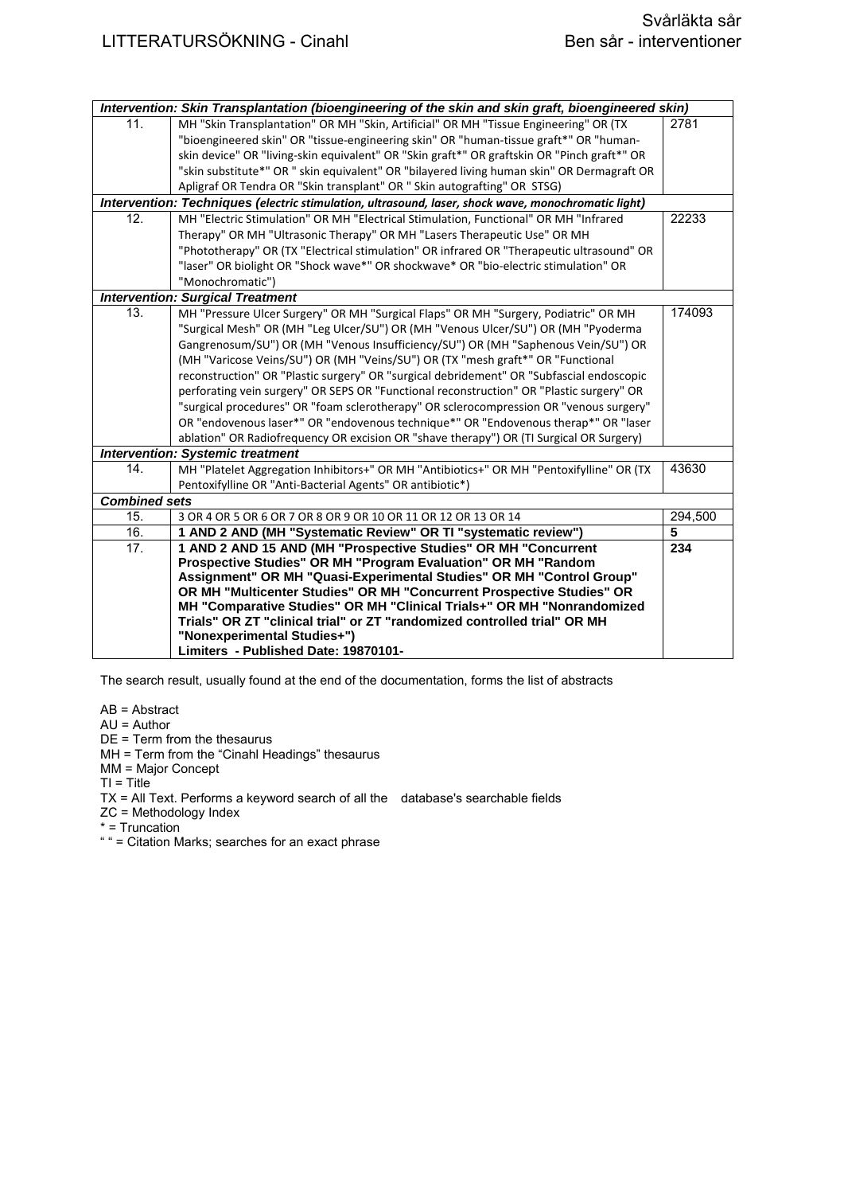| Intervention: Skin Transplantation (bioengineering of the skin and skin graft, bioengineered skin) | | |
|---|---|---|
| 11. | MH "Skin Transplantation" OR MH "Skin, Artificial" OR MH "Tissue Engineering" OR (TX "bioengineered skin" OR "tissue-engineering skin" OR "human-tissue graft*" OR "human-skin device" OR "living-skin equivalent" OR "Skin graft*" OR graftskin OR "Pinch graft*" OR "skin substitute*" OR " skin equivalent" OR "bilayered living human skin" OR Dermagraft OR Apligraf OR Tendra OR "Skin transplant" OR " Skin autografting" OR STSG) | 2781 |
| ***Intervention: Techniques** (electric stimulation, ultrasound, laser, shock wave, monochromatic light)* | | |
| 12. | MH "Electric Stimulation" OR MH "Electrical Stimulation, Functional" OR MH "Infrared Therapy" OR MH "Ultrasonic Therapy" OR MH "Lasers Therapeutic Use" OR MH "Phototherapy" OR (TX "Electrical stimulation" OR infrared OR "Therapeutic ultrasound" OR "laser" OR biolight OR "Shock wave*" OR shockwave* OR "bio-electric stimulation" OR "Monochromatic") | 22233 |
| ***Intervention: Surgical Treatment*** | | |
| 13. | MH "Pressure Ulcer Surgery" OR MH "Surgical Flaps" OR MH "Surgery, Podiatric" OR MH "Surgical Mesh" OR (MH "Leg Ulcer/SU") OR (MH "Venous Ulcer/SU") OR (MH "Pyoderma Gangrenosum/SU") OR (MH "Venous Insufficiency/SU") OR (MH "Saphenous Vein/SU") OR (MH "Varicose Veins/SU") OR (MH "Veins/SU") OR (TX "mesh graft*" OR "Functional reconstruction" OR "Plastic surgery" OR "surgical debridement" OR "Subfascial endoscopic perforating vein surgery" OR SEPS OR "Functional reconstruction" OR "Plastic surgery" OR "surgical procedures" OR "foam sclerotherapy" OR sclerocompression OR "venous surgery" OR "endovenous laser*" OR "endovenous technique*" OR "Endovenous therap*" OR "laser ablation" OR Radiofrequency OR excision OR "shave therapy") OR (TI Surgical OR Surgery) | 174093 |
| ***Intervention: Systemic treatment*** | | |
| 14. | MH "Platelet Aggregation Inhibitors+" OR MH "Antibiotics+" OR MH "Pentoxifylline" OR (TX Pentoxifylline OR "Anti-Bacterial Agents" OR antibiotic*) | 43630 |
| ***Combined sets*** | | |
| 15. | 3 OR 4 OR 5 OR 6 OR 7 OR 8 OR 9 OR 10 OR 11 OR 12 OR 13 OR 14 | 294,500 |
| 16. | **1 AND 2 AND (MH "Systematic Review" OR TI "systematic review")** | **5** |
| 17. | **1 AND 2 AND 15 AND (MH "Prospective Studies" OR MH "Concurrent Prospective Studies" OR MH "Program Evaluation" OR MH "Random Assignment" OR MH "Quasi-Experimental Studies" OR MH "Control Group" OR MH "Multicenter Studies" OR MH "Concurrent Prospective Studies" OR MH "Comparative Studies" OR MH "Clinical Trials+" OR MH "Nonrandomized Trials" OR ZT "clinical trial" or ZT "randomized controlled trial" OR MH "Nonexperimental Studies+")<br>Limiters - Published Date: 19870101-** | **234** |

The search result, usually found at the end of the documentation, forms the list of abstracts

AB = Abstract
AU = Author
DE = Term from the thesaurus
MH = Term from the "Cinahl Headings" thesaurus
MM = Major Concept
TI = Title
TX = All Text. Performs a keyword search of all the database's searchable fields
ZC = Methodology Index
* = Truncation
" " = Citation Marks; searches for an exact phrase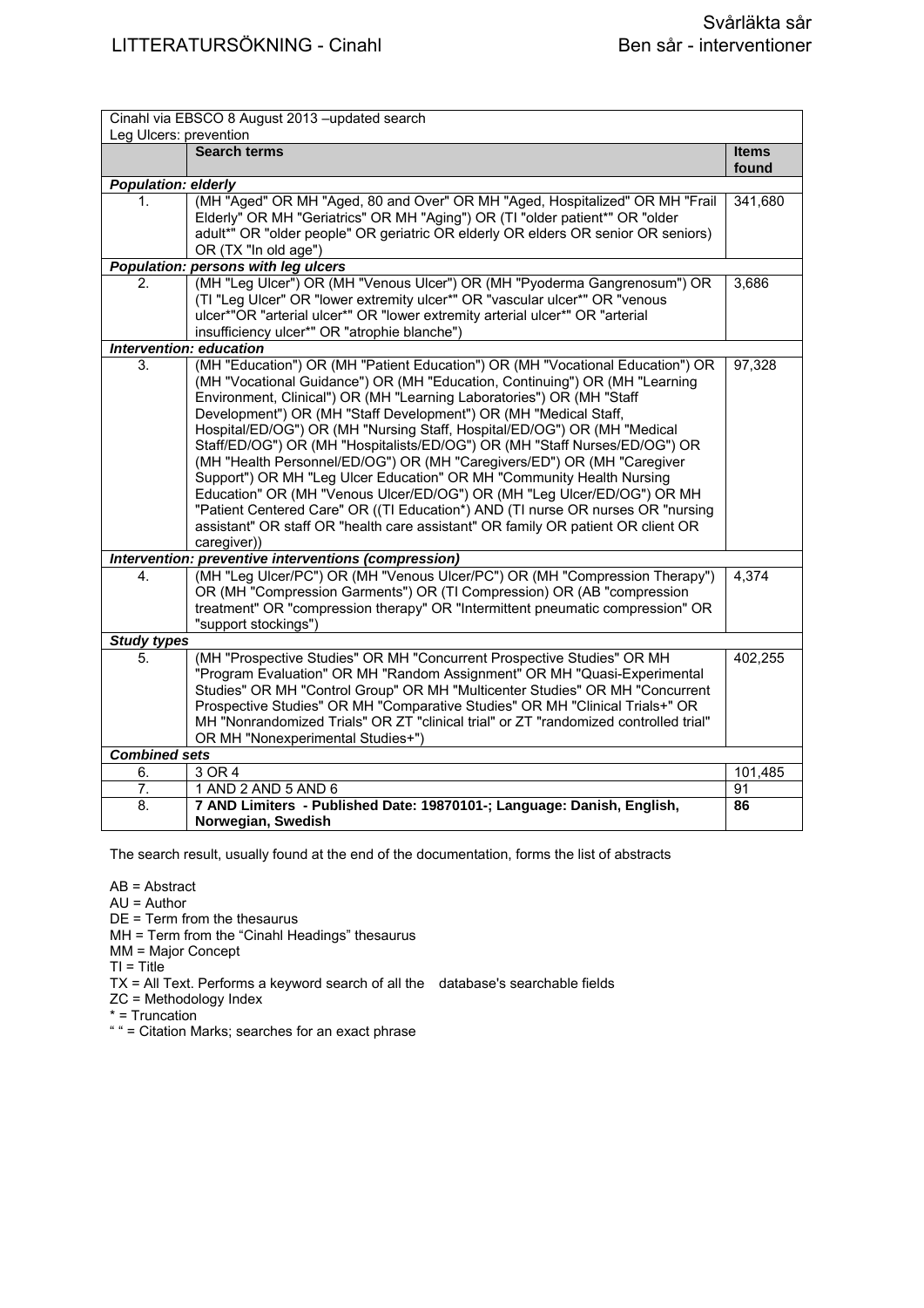| Cinahl via EBSCO 8 August 2013 –updated search<br>Leg Ulcers: prevention | | |
|---|---|---|
| | **Search terms** | **Items found** |
| ***Population: elderly*** | | |
| 1. | (MH "Aged" OR MH "Aged, 80 and Over" OR MH "Aged, Hospitalized" OR MH "Frail Elderly" OR MH "Geriatrics" OR MH "Aging") OR (TI "older patient*" OR "older adult*" OR "older people" OR geriatric OR elderly OR elders OR senior OR seniors) OR (TX "In old age") | 341,680 |
| ***Population: persons with leg ulcers*** | | |
| 2. | (MH "Leg Ulcer") OR (MH "Venous Ulcer") OR (MH "Pyoderma Gangrenosum") OR (TI "Leg Ulcer" OR "lower extremity ulcer*" OR "vascular ulcer*" OR "venous ulcer*"OR "arterial ulcer*" OR "lower extremity arterial ulcer*" OR "arterial insufficiency ulcer*" OR "atrophie blanche") | 3,686 |
| ***Intervention: education*** | | |
| 3. | (MH "Education") OR (MH "Patient Education") OR (MH "Vocational Education") OR (MH "Vocational Guidance") OR (MH "Education, Continuing") OR (MH "Learning Environment, Clinical") OR (MH "Learning Laboratories") OR (MH "Staff Development") OR (MH "Staff Development") OR (MH "Medical Staff, Hospital/ED/OG") OR (MH "Nursing Staff, Hospital/ED/OG") OR (MH "Medical Staff/ED/OG") OR (MH "Hospitalists/ED/OG") OR (MH "Staff Nurses/ED/OG") OR (MH "Health Personnel/ED/OG") OR (MH "Caregivers/ED") OR (MH "Caregiver Support") OR MH "Leg Ulcer Education" OR MH "Community Health Nursing Education" OR (MH "Venous Ulcer/ED/OG") OR (MH "Leg Ulcer/ED/OG") OR MH "Patient Centered Care" OR ((TI Education*) AND (TI nurse OR nurses OR "nursing assistant" OR staff OR "health care assistant" OR family OR patient OR client OR caregiver)) | 97,328 |
| ***Intervention: preventive interventions (compression)*** | | |
| 4. | (MH "Leg Ulcer/PC") OR (MH "Venous Ulcer/PC") OR (MH "Compression Therapy") OR (MH "Compression Garments") OR (TI Compression) OR (AB "compression treatment" OR "compression therapy" OR "Intermittent pneumatic compression" OR "support stockings") | 4,374 |
| ***Study types*** | | |
| 5. | (MH "Prospective Studies" OR MH "Concurrent Prospective Studies" OR MH "Program Evaluation" OR MH "Random Assignment" OR MH "Quasi-Experimental Studies" OR MH "Control Group" OR MH "Multicenter Studies" OR MH "Concurrent Prospective Studies" OR MH "Comparative Studies" OR MH "Clinical Trials+" OR MH "Nonrandomized Trials" OR ZT "clinical trial" or ZT "randomized controlled trial" OR MH "Nonexperimental Studies+") | 402,255 |
| ***Combined sets*** | | |
| 6. | 3 OR 4 | 101,485 |
| 7. | 1 AND 2 AND 5 AND 6 | 91 |
| 8. | **7 AND Limiters - Published Date: 19870101-; Language: Danish, English, Norwegian, Swedish** | **86** |

The search result, usually found at the end of the documentation, forms the list of abstracts

AB = Abstract
AU = Author
DE = Term from the thesaurus
MH = Term from the "Cinahl Headings" thesaurus
MM = Major Concept
TI = Title
TX = All Text. Performs a keyword search of all the database's searchable fields
ZC = Methodology Index
* = Truncation
" " = Citation Marks; searches for an exact phrase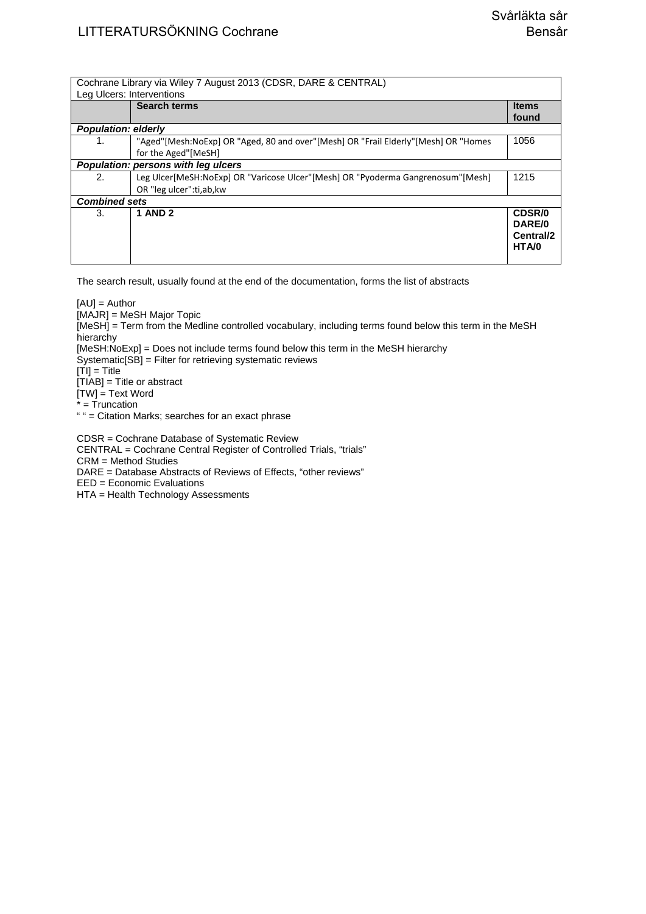| Cochrane Library via Wiley 7 August 2013 (CDSR, DARE & CENTRAL)<br>Leg Ulcers: Interventions | | |
|---|---|---|
| | **Search terms** | **Items found** |
| ***Population: elderly*** | | |
| 1. | "Aged"[Mesh:NoExp] OR "Aged, 80 and over"[Mesh] OR "Frail Elderly"[Mesh] OR "Homes for the Aged"[MeSH] | 1056 |
| ***Population: persons with leg ulcers*** | | |
| 2. | Leg Ulcer[MeSH:NoExp] OR "Varicose Ulcer"[Mesh] OR "Pyoderma Gangrenosum"[Mesh] OR "leg ulcer":ti,ab,kw | 1215 |
| ***Combined sets*** | | |
| 3. | **1 AND 2** | **CDSR/0<br>DARE/0<br>Central/2<br>HTA/0** |

The search result, usually found at the end of the documentation, forms the list of abstracts

[AU] = Author
[MAJR] = MeSH Major Topic
[MeSH] = Term from the Medline controlled vocabulary, including terms found below this term in the MeSH hierarchy
[MeSH:NoExp] = Does not include terms found below this term in the MeSH hierarchy
Systematic[SB] = Filter for retrieving systematic reviews
[TI] = Title
[TIAB] = Title or abstract
[TW] = Text Word
* = Truncation
" " = Citation Marks; searches for an exact phrase

CDSR = Cochrane Database of Systematic Review
CENTRAL = Cochrane Central Register of Controlled Trials, "trials"
CRM = Method Studies
DARE = Database Abstracts of Reviews of Effects, "other reviews"
EED = Economic Evaluations
HTA = Health Technology Assessments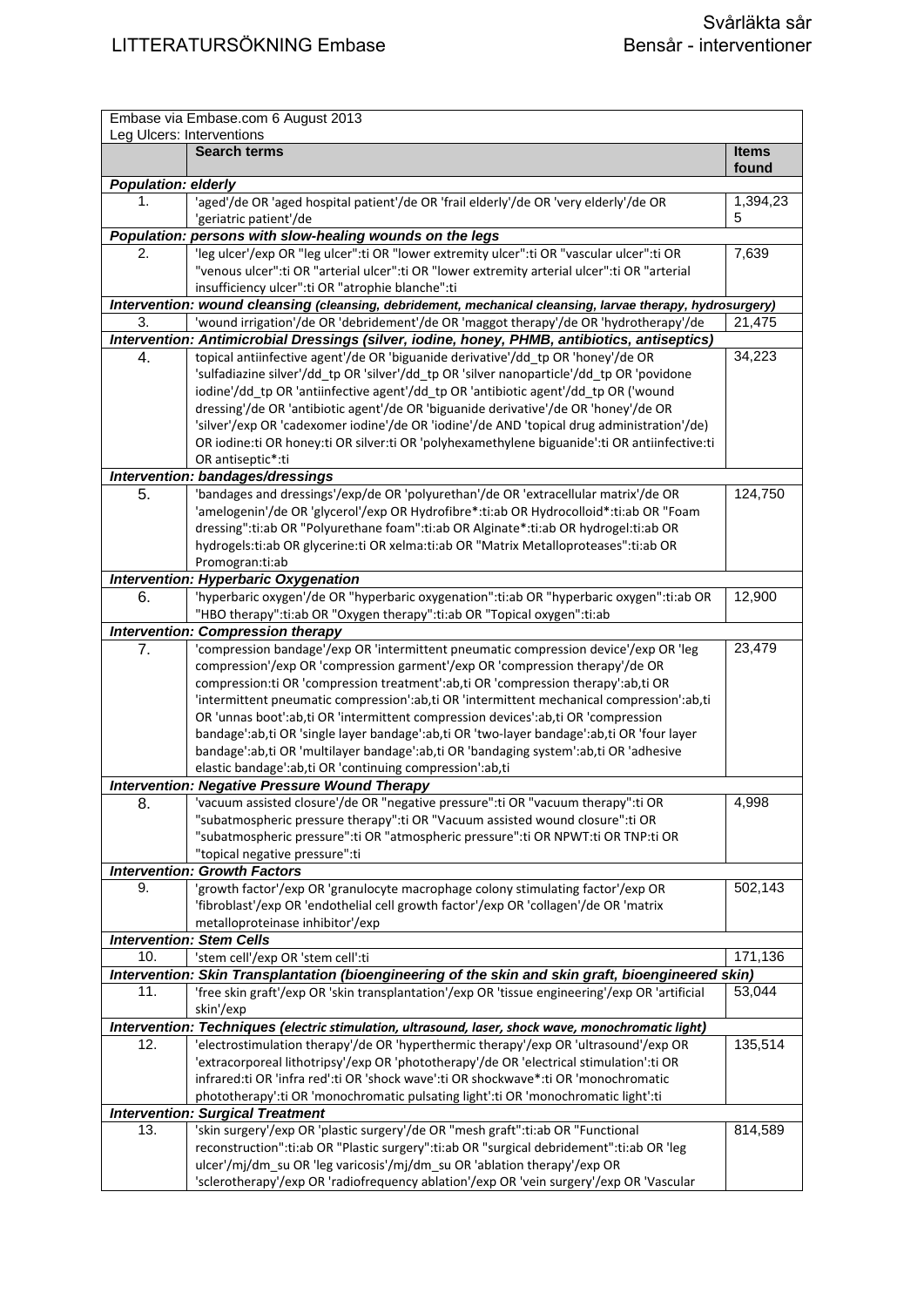| Embase via Embase.com 6 August 2013<br>Leg Ulcers: Interventions | | |
|---|---|---|
| | **Search terms** | **Items found** |
| ***Population: elderly*** | | |
| 1. | 'aged'/de OR 'aged hospital patient'/de OR 'frail elderly'/de OR 'very elderly'/de OR 'geriatric patient'/de | 1,394,235 |
| ***Population: persons with slow-healing wounds on the legs*** | | |
| 2. | 'leg ulcer'/exp OR "leg ulcer":ti OR "lower extremity ulcer":ti OR "vascular ulcer":ti OR "venous ulcer":ti OR "arterial ulcer":ti OR "lower extremity arterial ulcer":ti OR "arterial insufficiency ulcer":ti OR "atrophie blanche":ti | 7,639 |
| ***Intervention: wound cleansing** (cleansing, debridement, mechanical cleansing, larvae therapy, hydrosurgery)* | | |
| 3. | 'wound irrigation'/de OR 'debridement'/de OR 'maggot therapy'/de OR 'hydrotherapy'/de | 21,475 |
| ***Intervention: Antimicrobial Dressings (silver, iodine, honey, PHMB, antibiotics, antiseptics)*** | | |
| 4. | topical antiinfective agent'/de OR 'biguanide derivative'/dd_tp OR 'honey'/de OR 'sulfadiazine silver'/dd_tp OR 'silver nanoparticle'/dd_tp OR 'povidone iodine'/dd_tp OR 'antiinfective agent'/dd_tp OR 'antibiotic agent'/dd_tp OR ('wound dressing'/de OR 'antibiotic agent'/de OR 'biguanide derivative'/de OR 'honey'/de OR 'silver'/exp OR 'cadexomer iodine'/de OR 'iodine'/de AND 'topical drug administration'/de) OR iodine:ti OR honey:ti OR silver:ti OR 'polyhexamethylene biguanide':ti OR antiinfective:ti OR antiseptic*:ti | 34,223 |
| ***Intervention: bandages/dressings*** | | |
| 5. | 'bandages and dressings'/exp/de OR 'polyurethan'/de OR 'extracellular matrix'/de OR 'amelogenin'/de OR 'glycerol'/exp OR Hydrofibre*:ti:ab OR Hydrocolloid*:ti:ab OR "Foam dressing":ti:ab OR "Polyurethane foam":ti:ab OR Alginate*:ti:ab OR hydrogel:ti:ab OR hydrogels:ti:ab OR glycerine:ti OR xelma:ti:ab OR "Matrix Metalloproteases":ti:ab OR Promogran:ti:ab | 124,750 |
| ***Intervention: Hyperbaric Oxygenation*** | | |
| 6. | 'hyperbaric oxygen'/de OR "hyperbaric oxygenation":ti:ab OR "hyperbaric oxygen":ti:ab OR "HBO therapy":ti:ab OR "Oxygen therapy":ti:ab OR "Topical oxygen":ti:ab | 12,900 |
| ***Intervention: Compression therapy*** | | |
| 7. | 'compression bandage'/exp OR 'intermittent pneumatic compression device'/exp OR 'leg compression'/exp OR 'compression garment'/exp OR 'compression therapy'/de OR compression:ti OR 'compression treatment':ab,ti OR 'compression therapy':ab,ti OR 'intermittent pneumatic compression':ab,ti OR 'intermittent mechanical compression':ab,ti OR 'unnas boot':ab,ti OR 'intermittent compression devices':ab,ti OR 'compression bandage':ab,ti OR 'single layer bandage':ab,ti OR 'two-layer bandage':ab,ti OR 'four layer bandage':ab,ti OR 'multilayer bandage':ab,ti OR 'bandaging system':ab,ti OR 'adhesive elastic bandage':ab,ti OR 'continuing compression':ab,ti | 23,479 |
| ***Intervention: Negative Pressure Wound Therapy*** | | |
| 8. | 'vacuum assisted closure'/de OR "negative pressure":ti OR "vacuum therapy":ti OR "subatmospheric pressure therapy":ti OR "Vacuum assisted wound closure":ti OR "subatmospheric pressure":ti OR "atmospheric pressure":ti OR NPWT:ti OR TNP:ti OR "topical negative pressure":ti | 4,998 |
| ***Intervention: Growth Factors*** | | |
| 9. | 'growth factor'/exp OR 'granulocyte macrophage colony stimulating factor'/exp OR 'fibroblast'/exp OR 'endothelial cell growth factor'/exp OR 'collagen'/de OR 'matrix metalloproteinase inhibitor'/exp | 502,143 |
| ***Intervention: Stem Cells*** | | |
| 10. | 'stem cell'/exp OR 'stem cell':ti | 171,136 |
| ***Intervention: Skin Transplantation (bioengineering of the skin and skin graft, bioengineered skin)*** | | |
| 11. | 'free skin graft'/exp OR 'skin transplantation'/exp OR 'tissue engineering'/exp OR 'artificial skin'/exp | 53,044 |
| ***Intervention: Techniques** (electric stimulation, ultrasound, laser, shock wave, monochromatic light)* | | |
| 12. | 'electrostimulation therapy'/de OR 'hyperthermic therapy'/exp OR 'ultrasound'/exp OR 'extracorporeal lithotripsy'/exp OR 'phototherapy'/de OR 'electrical stimulation':ti OR infrared:ti OR 'infra red':ti OR 'shock wave':ti OR shockwave*:ti OR 'monochromatic phototherapy':ti OR 'monochromatic pulsating light':ti OR 'monochromatic light':ti | 135,514 |
| ***Intervention: Surgical Treatment*** | | |
| 13. | 'skin surgery'/exp OR 'plastic surgery'/de OR "mesh graft":ti:ab OR "Functional reconstruction":ti:ab OR "Plastic surgery":ti:ab OR "surgical debridement":ti:ab OR 'leg ulcer'/mj/dm_su OR 'leg varicosis'/mj/dm_su OR 'ablation therapy'/exp OR 'sclerotherapy'/exp OR 'radiofrequency ablation'/exp OR 'vein surgery'/exp OR 'Vascular | 814,589 |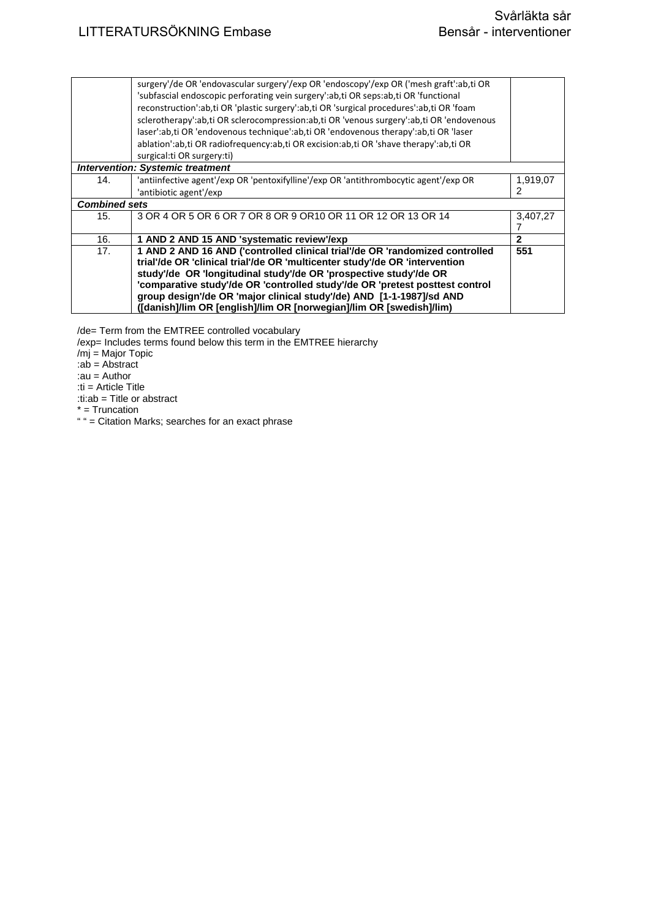| | | |
|---|---|---|
| | surgery'/de OR 'endovascular surgery'/exp OR 'endoscopy'/exp OR ('mesh graft':ab,ti OR 'subfascial endoscopic perforating vein surgery':ab,ti OR seps:ab,ti OR 'functional reconstruction':ab,ti OR 'plastic surgery':ab,ti OR 'surgical procedures':ab,ti OR 'foam sclerotherapy':ab,ti OR sclerocompression:ab,ti OR 'venous surgery':ab,ti OR 'endovenous laser':ab,ti OR 'endovenous technique':ab,ti OR 'endovenous therapy':ab,ti OR 'laser ablation':ab,ti OR radiofrequency:ab,ti OR excision:ab,ti OR 'shave therapy':ab,ti OR surgical:ti OR surgery:ti) | |
| ***Intervention: Systemic treatment*** | | |
| 14. | 'antiinfective agent'/exp OR 'pentoxifylline'/exp OR 'antithrombocytic agent'/exp OR 'antibiotic agent'/exp | 1,919,072 |
| ***Combined sets*** | | |
| 15. | 3 OR 4 OR 5 OR 6 OR 7 OR 8 OR 9 OR10 OR 11 OR 12 OR 13 OR 14 | 3,407,277 |
| 16. | **1 AND 2 AND 15 AND 'systematic review'/exp** | **2** |
| 17. | **1 AND 2 AND 16 AND ('controlled clinical trial'/de OR 'randomized controlled trial'/de OR 'clinical trial'/de OR 'multicenter study'/de OR 'intervention study'/de OR 'longitudinal study'/de OR 'prospective study'/de OR 'comparative study'/de OR 'controlled study'/de OR 'pretest posttest control group design'/de OR 'major clinical study'/de) AND [1-1-1987]/sd AND ([danish]/lim OR [english]/lim OR [norwegian]/lim OR [swedish]/lim)** | **551** |

/de= Term from the EMTREE controlled vocabulary
/exp= Includes terms found below this term in the EMTREE hierarchy
/mj = Major Topic
:ab = Abstract
:au = Author
:ti = Article Title
:ti:ab = Title or abstract
* = Truncation
" " = Citation Marks; searches for an exact phrase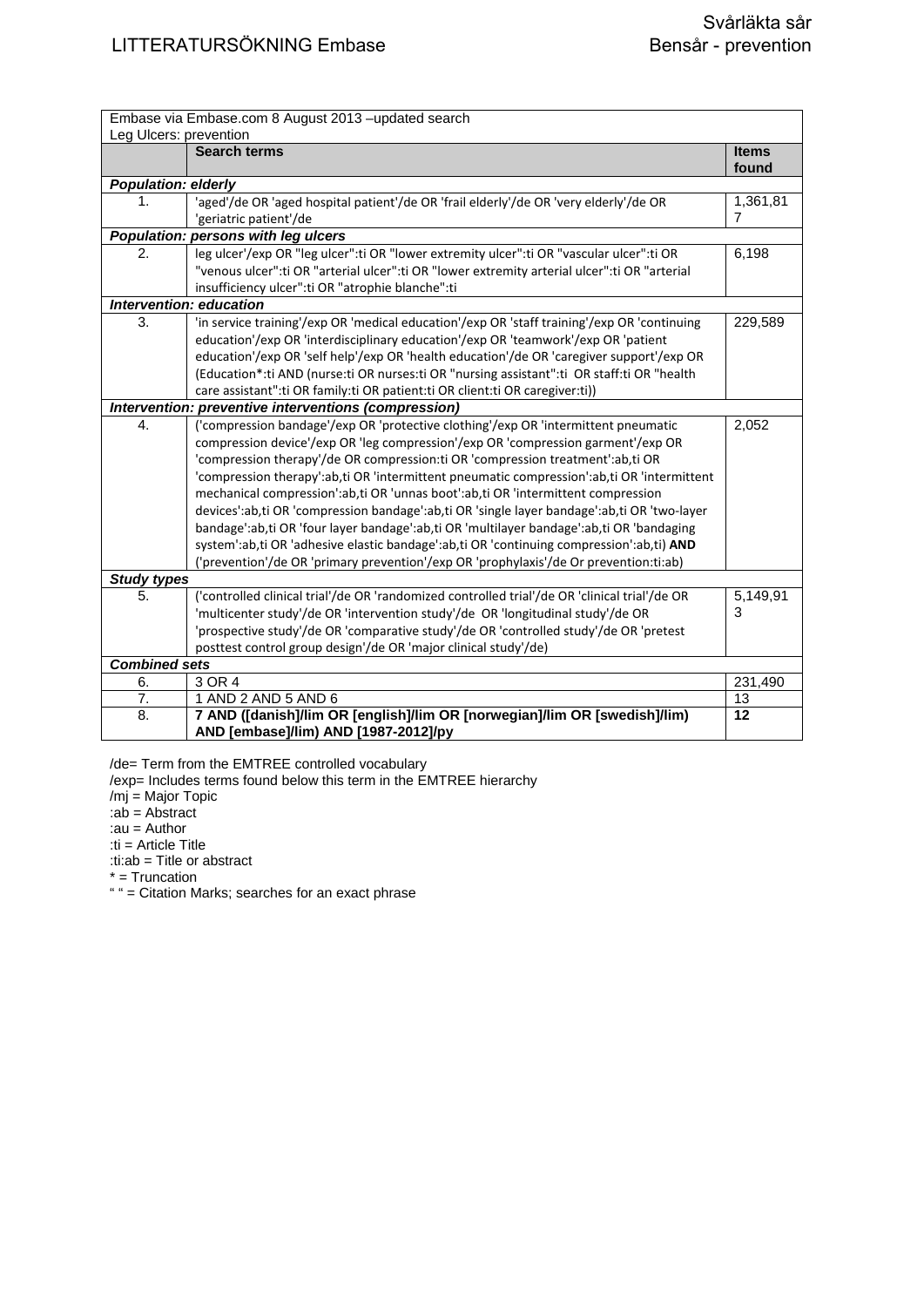# LITTERATURSÖKNING Embase

Svårläkta sår
Bensår - prevention

| Embase via Embase.com 8 August 2013 –updated search<br>Leg Ulcers: prevention | | |
|---|---|---|
| | **Search terms** | **Items found** |
| ***Population: elderly*** | | |
| 1. | 'aged'/de OR 'aged hospital patient'/de OR 'frail elderly'/de OR 'very elderly'/de OR 'geriatric patient'/de | 1,361,817 |
| ***Population: persons with leg ulcers*** | | |
| 2. | leg ulcer'/exp OR "leg ulcer":ti OR "lower extremity ulcer":ti OR "vascular ulcer":ti OR "venous ulcer":ti OR "arterial ulcer":ti OR "lower extremity arterial ulcer":ti OR "arterial insufficiency ulcer":ti OR "atrophie blanche":ti | 6,198 |
| ***Intervention: education*** | | |
| 3. | 'in service training'/exp OR 'medical education'/exp OR 'staff training'/exp OR 'continuing education'/exp OR 'interdisciplinary education'/exp OR 'teamwork'/exp OR 'patient education'/exp OR 'self help'/exp OR 'health education'/de OR 'caregiver support'/exp OR (Education*:ti AND (nurse:ti OR nurses:ti OR "nursing assistant":ti OR staff:ti OR "health care assistant":ti OR family:ti OR patient:ti OR client:ti OR caregiver:ti)) | 229,589 |
| ***Intervention: preventive interventions (compression)*** | | |
| 4. | ('compression bandage'/exp OR 'protective clothing'/exp OR 'intermittent pneumatic compression device'/exp OR 'leg compression'/exp OR 'compression garment'/exp OR 'compression therapy'/de OR compression:ti OR 'compression treatment':ab,ti OR 'compression therapy':ab,ti OR 'intermittent pneumatic compression':ab,ti OR 'intermittent mechanical compression':ab,ti OR 'unnas boot':ab,ti OR 'intermittent compression devices':ab,ti OR 'compression bandage':ab,ti OR 'single layer bandage':ab,ti OR 'two-layer bandage':ab,ti OR 'four layer bandage':ab,ti OR 'multilayer bandage':ab,ti OR 'bandaging system':ab,ti OR 'adhesive elastic bandage':ab,ti OR 'continuing compression':ab,ti) **AND** ('prevention'/de OR 'primary prevention'/exp OR 'prophylaxis'/de Or prevention:ti:ab) | 2,052 |
| ***Study types*** | | |
| 5. | ('controlled clinical trial'/de OR 'randomized controlled trial'/de OR 'clinical trial'/de OR 'multicenter study'/de OR 'intervention study'/de OR 'longitudinal study'/de OR 'prospective study'/de OR 'comparative study'/de OR 'controlled study'/de OR 'pretest posttest control group design'/de OR 'major clinical study'/de) | 5,149,913 |
| ***Combined sets*** | | |
| 6. | 3 OR 4 | 231,490 |
| 7. | 1 AND 2 AND 5 AND 6 | 13 |
| 8. | **7 AND ([danish]/lim OR [english]/lim OR [norwegian]/lim OR [swedish]/lim) AND [embase]/lim) AND [1987-2012]/py** | **12** |

/de= Term from the EMTREE controlled vocabulary
/exp= Includes terms found below this term in the EMTREE hierarchy
/mj = Major Topic
:ab = Abstract
:au = Author
:ti = Article Title
:ti:ab = Title or abstract
* = Truncation
" " = Citation Marks; searches for an exact phrase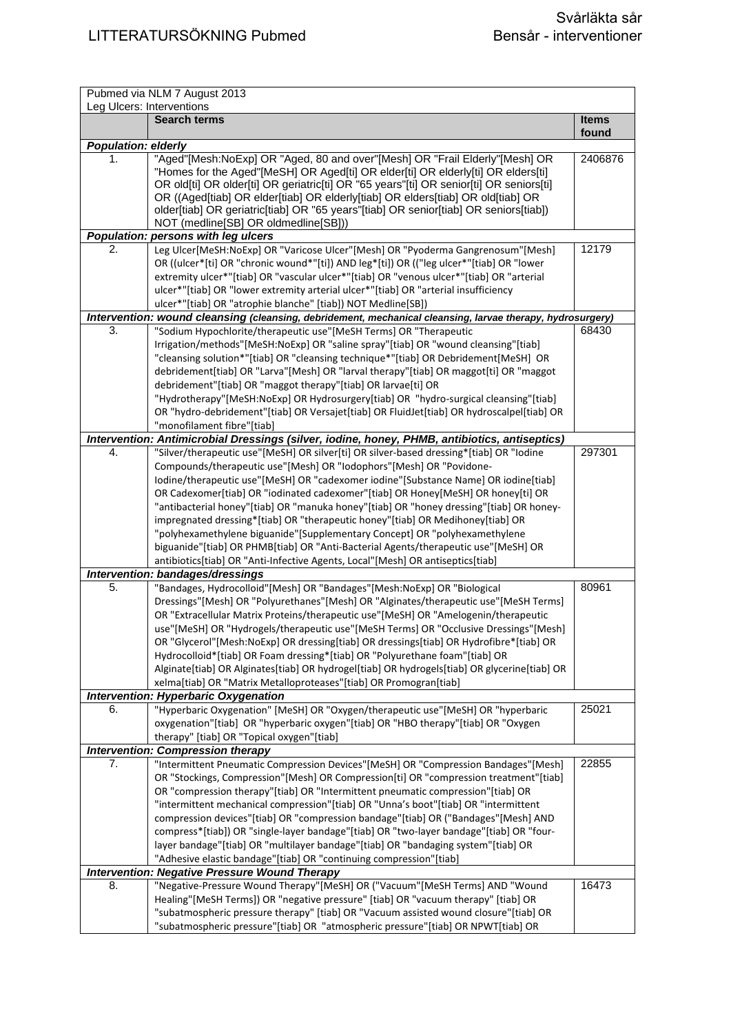| Pubmed via NLM 7 August 2013<br>Leg Ulcers: Interventions | | |
|---|---|---|
| | **Search terms** | **Items found** |
| ***Population: elderly*** | | |
| 1. | "Aged"[Mesh:NoExp] OR "Aged, 80 and over"[Mesh] OR "Frail Elderly"[Mesh] OR "Homes for the Aged"[MeSH] OR Aged[ti] OR elder[ti] OR elderly[ti] OR elders[ti] OR old[ti] OR older[ti] OR geriatric[ti] OR "65 years"[ti] OR senior[ti] OR seniors[ti] OR ((Aged[tiab] OR elder[tiab] OR elderly[tiab] OR elders[tiab] OR old[tiab] OR older[tiab] OR geriatric[tiab] OR "65 years"[tiab] OR senior[tiab] OR seniors[tiab]) NOT (medline[SB] OR oldmedline[SB])) | 2406876 |
| ***Population: persons with leg ulcers*** | | |
| 2. | Leg Ulcer[MeSH:NoExp] OR "Varicose Ulcer"[Mesh] OR "Pyoderma Gangrenosum"[Mesh] OR ((ulcer*[ti] OR "chronic wound*"[ti]) AND leg*[ti]) OR (("leg ulcer*"[tiab] OR "lower extremity ulcer*"[tiab] OR "vascular ulcer*"[tiab] OR "venous ulcer*"[tiab] OR "arterial ulcer*"[tiab] OR "lower extremity arterial ulcer*"[tiab] OR "arterial insufficiency ulcer*"[tiab] OR "atrophie blanche" [tiab]) NOT Medline[SB]) | 12179 |
| ***Intervention: wound cleansing** (cleansing, debridement, mechanical cleansing, larvae therapy, hydrosurgery)* | | |
| 3. | "Sodium Hypochlorite/therapeutic use"[MeSH Terms] OR "Therapeutic Irrigation/methods"[MeSH:NoExp] OR "saline spray"[tiab] OR "wound cleansing"[tiab] "cleansing solution*"[tiab] OR "cleansing technique*"[tiab] OR Debridement[MeSH] OR debridement[tiab] OR "Larva"[Mesh] OR "larval therapy"[tiab] OR maggot[ti] OR "maggot debridement"[tiab] OR "maggot therapy"[tiab] OR larvae[ti] OR "Hydrotherapy"[MeSH:NoExp] OR Hydrosurgery[tiab] OR "hydro-surgical cleansing"[tiab] OR "hydro-debridement"[tiab] OR Versajet[tiab] OR FluidJet[tiab] OR hydroscalpel[tiab] OR "monofilament fibre"[tiab] | 68430 |
| ***Intervention: Antimicrobial Dressings (silver, iodine, honey, PHMB, antibiotics, antiseptics)*** | | |
| 4. | "Silver/therapeutic use"[MeSH] OR silver[ti] OR silver-based dressing*[tiab] OR "Iodine Compounds/therapeutic use"[Mesh] OR "Iodophors"[Mesh] OR "Povidone-Iodine/therapeutic use"[MeSH] OR "cadexomer iodine"[Substance Name] OR iodine[tiab] OR Cadexomer[tiab] OR "iodinated cadexomer"[tiab] OR Honey[MeSH] OR honey[ti] OR "antibacterial honey"[tiab] OR "manuka honey"[tiab] OR "honey dressing"[tiab] OR honey-impregnated dressing*[tiab] OR "therapeutic honey"[tiab] OR Medihoney[tiab] OR "polyhexamethylene biguanide"[Supplementary Concept] OR "polyhexamethylene biguanide"[tiab] OR PHMB[tiab] OR "Anti-Bacterial Agents/therapeutic use"[MeSH] OR antibiotics[tiab] OR "Anti-Infective Agents, Local"[Mesh] OR antiseptics[tiab] | 297301 |
| ***Intervention: bandages/dressings*** | | |
| 5. | "Bandages, Hydrocolloid"[Mesh] OR "Bandages"[Mesh:NoExp] OR "Biological Dressings"[Mesh] OR "Polyurethanes"[Mesh] OR "Alginates/therapeutic use"[MeSH Terms] OR "Extracellular Matrix Proteins/therapeutic use"[MeSH] OR "Amelogenin/therapeutic use"[MeSH] OR "Hydrogels/therapeutic use"[MeSH Terms] OR "Occlusive Dressings"[Mesh] OR "Glycerol"[Mesh:NoExp] OR dressing[tiab] OR dressings[tiab] OR Hydrofibre*[tiab] OR Hydrocolloid*[tiab] OR Foam dressing*[tiab] OR "Polyurethane foam"[tiab] OR Alginate[tiab] OR Alginates[tiab] OR hydrogel[tiab] OR hydrogels[tiab] OR glycerine[tiab] OR xelma[tiab] OR "Matrix Metalloproteases"[tiab] OR Promogran[tiab] | 80961 |
| ***Intervention: Hyperbaric Oxygenation*** | | |
| 6. | "Hyperbaric Oxygenation" [MeSH] OR "Oxygen/therapeutic use"[MeSH] OR "hyperbaric oxygenation"[tiab] OR "hyperbaric oxygen"[tiab] OR "HBO therapy"[tiab] OR "Oxygen therapy" [tiab] OR "Topical oxygen"[tiab] | 25021 |
| ***Intervention: Compression therapy*** | | |
| 7. | "Intermittent Pneumatic Compression Devices"[MeSH] OR "Compression Bandages"[Mesh] OR "Stockings, Compression"[Mesh] OR Compression[ti] OR "compression treatment"[tiab] OR "compression therapy"[tiab] OR "Intermittent pneumatic compression"[tiab] OR "intermittent mechanical compression"[tiab] OR "Unna's boot"[tiab] OR "intermittent compression devices"[tiab] OR "compression bandage"[tiab] OR ("Bandages"[Mesh] AND compress*[tiab]) OR "single-layer bandage"[tiab] OR "two-layer bandage"[tiab] OR "four-layer bandage"[tiab] OR "multilayer bandage"[tiab] OR "bandaging system"[tiab] OR "Adhesive elastic bandage"[tiab] OR "continuing compression"[tiab] | 22855 |
| ***Intervention: Negative Pressure Wound Therapy*** | | |
| 8. | "Negative-Pressure Wound Therapy"[MeSH] OR ("Vacuum"[MeSH Terms] AND "Wound Healing"[MeSH Terms]) OR "negative pressure" [tiab] OR "vacuum therapy" [tiab] OR "subatmospheric pressure therapy" [tiab] OR "Vacuum assisted wound closure"[tiab] OR "subatmospheric pressure"[tiab] OR "atmospheric pressure"[tiab] OR NPWT[tiab] OR | 16473 |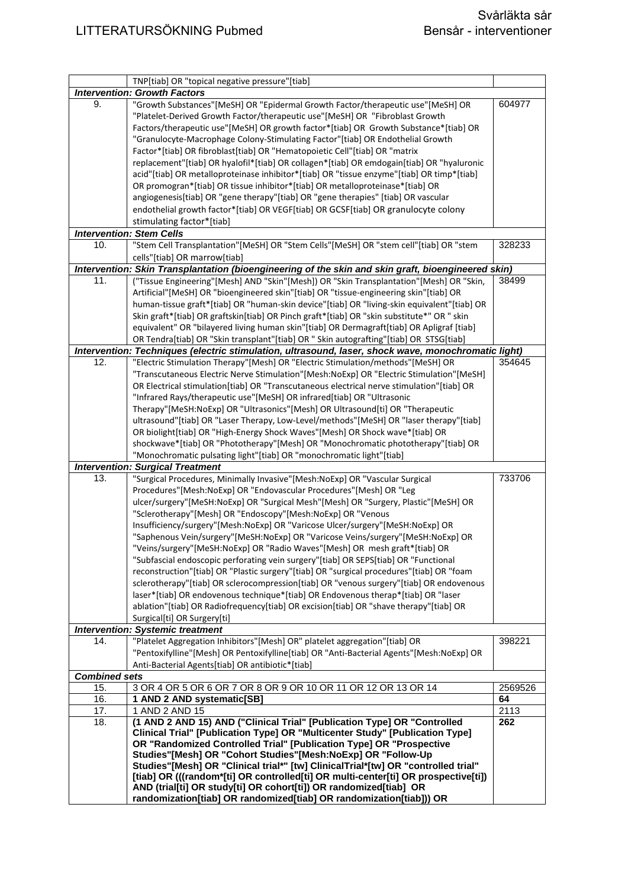| | | |
|---|---|---|
| | TNP[tiab] OR "topical negative pressure"[tiab] | |
| ***Intervention: Growth Factors*** | | |
| 9. | "Growth Substances"[MeSH] OR "Epidermal Growth Factor/therapeutic use"[MeSH] OR "Platelet-Derived Growth Factor/therapeutic use"[MeSH] OR "Fibroblast Growth Factors/therapeutic use"[MeSH] OR growth factor*[tiab] OR Growth Substance*[tiab] OR "Granulocyte-Macrophage Colony-Stimulating Factor"[tiab] OR Endothelial Growth Factor*[tiab] OR fibroblast[tiab] OR "Hematopoietic Cell"[tiab] OR "matrix replacement"[tiab] OR hyalofil*[tiab] OR collagen*[tiab] OR emdogain[tiab] OR "hyaluronic acid"[tiab] OR metalloproteinase inhibitor*[tiab] OR "tissue enzyme"[tiab] OR timp*[tiab] OR promogran*[tiab] OR tissue inhibitor*[tiab] OR metalloproteinase*[tiab] OR angiogenesis[tiab] OR "gene therapy"[tiab] OR "gene therapies" [tiab] OR vascular endothelial growth factor*[tiab] OR VEGF[tiab] OR GCSF[tiab] OR granulocyte colony stimulating factor*[tiab] | 604977 |
| ***Intervention: Stem Cells*** | | |
| 10. | "Stem Cell Transplantation"[MeSH] OR "Stem Cells"[MeSH] OR "stem cell"[tiab] OR "stem cells"[tiab] OR marrow[tiab] | 328233 |
| ***Intervention: Skin Transplantation (bioengineering of the skin and skin graft, bioengineered skin)*** | | |
| 11. | ("Tissue Engineering"[Mesh] AND "Skin"[Mesh]) OR "Skin Transplantation"[Mesh] OR "Skin, Artificial"[MeSH] OR "bioengineered skin"[tiab] OR "tissue-engineering skin"[tiab] OR human-tissue graft*[tiab] OR "human-skin device"[tiab] OR "living-skin equivalent"[tiab] OR Skin graft*[tiab] OR graftskin[tiab] OR Pinch graft*[tiab] OR "skin substitute*" OR " skin equivalent" OR "bilayered living human skin"[tiab] OR Dermagraft[tiab] OR Apligraf [tiab] OR Tendra[tiab] OR "Skin transplant"[tiab] OR " Skin autografting"[tiab] OR STSG[tiab] | 38499 |
| ***Intervention: Techniques (electric stimulation, ultrasound, laser, shock wave, monochromatic light)*** | | |
| 12. | "Electric Stimulation Therapy"[Mesh] OR "Electric Stimulation/methods"[MeSH] OR "Transcutaneous Electric Nerve Stimulation"[Mesh:NoExp] OR "Electric Stimulation"[MeSH] OR Electrical stimulation[tiab] OR "Transcutaneous electrical nerve stimulation"[tiab] OR "Infrared Rays/therapeutic use"[MeSH] OR infrared[tiab] OR "Ultrasonic Therapy"[MeSH:NoExp] OR "Ultrasonics"[Mesh] OR Ultrasound[ti] OR "Therapeutic ultrasound"[tiab] OR "Laser Therapy, Low-Level/methods"[MeSH] OR "laser therapy"[tiab] OR biolight[tiab] OR "High-Energy Shock Waves"[Mesh] OR Shock wave*[tiab] OR shockwave*[tiab] OR "Phototherapy"[Mesh] OR "Monochromatic phototherapy"[tiab] OR "Monochromatic pulsating light"[tiab] OR "monochromatic light"[tiab] | 354645 |
| ***Intervention: Surgical Treatment*** | | |
| 13. | "Surgical Procedures, Minimally Invasive"[Mesh:NoExp] OR "Vascular Surgical Procedures"[Mesh:NoExp] OR "Endovascular Procedures"[Mesh] OR "Leg ulcer/surgery"[MeSH:NoExp] OR "Surgical Mesh"[Mesh] OR "Surgery, Plastic"[MeSH] OR "Sclerotherapy"[Mesh] OR "Endoscopy"[Mesh:NoExp] OR "Venous Insufficiency/surgery"[Mesh:NoExp] OR "Varicose Ulcer/surgery"[MeSH:NoExp] OR "Saphenous Vein/surgery"[MeSH:NoExp] OR "Varicose Veins/surgery"[MeSH:NoExp] OR "Veins/surgery"[MeSH:NoExp] OR "Radio Waves"[Mesh] OR mesh graft*[tiab] OR "Subfascial endoscopic perforating vein surgery"[tiab] OR SEPS[tiab] OR "Functional reconstruction"[tiab] OR "Plastic surgery"[tiab] OR "surgical procedures"[tiab] OR "foam sclerotherapy"[tiab] OR sclerocompression[tiab] OR "venous surgery"[tiab] OR endovenous laser*[tiab] OR endovenous technique*[tiab] OR Endovenous therap*[tiab] OR "laser ablation"[tiab] OR Radiofrequency[tiab] OR excision[tiab] OR "shave therapy"[tiab] OR Surgical[ti] OR Surgery[ti] | 733706 |
| ***Intervention: Systemic treatment*** | | |
| 14. | "Platelet Aggregation Inhibitors"[Mesh] OR" platelet aggregation"[tiab] OR "Pentoxifylline"[Mesh] OR Pentoxifylline[tiab] OR "Anti-Bacterial Agents"[Mesh:NoExp] OR Anti-Bacterial Agents[tiab] OR antibiotic*[tiab] | 398221 |
| ***Combined sets*** | | |
| 15. | 3 OR 4 OR 5 OR 6 OR 7 OR 8 OR 9 OR 10 OR 11 OR 12 OR 13 OR 14 | 2569526 |
| 16. | **1 AND 2 AND systematic[SB]** | **64** |
| 17. | 1 AND 2 AND 15 | 2113 |
| 18. | **(1 AND 2 AND 15) AND ("Clinical Trial" [Publication Type] OR "Controlled Clinical Trial" [Publication Type] OR "Multicenter Study" [Publication Type] OR "Randomized Controlled Trial" [Publication Type] OR "Prospective Studies"[Mesh] OR "Cohort Studies"[Mesh:NoExp] OR "Follow-Up Studies"[Mesh] OR "Clinical trial*" [tw] OR ClinicalTrial*[tw] OR "controlled trial" [tiab] OR (((random*[ti] OR controlled[ti] OR multi-center[ti] OR prospective[ti]) AND (trial[ti] OR study[ti] OR cohort[ti])) OR randomized[tiab] OR randomization[tiab] OR randomized[tiab] OR randomization[tiab])) OR** | **262** |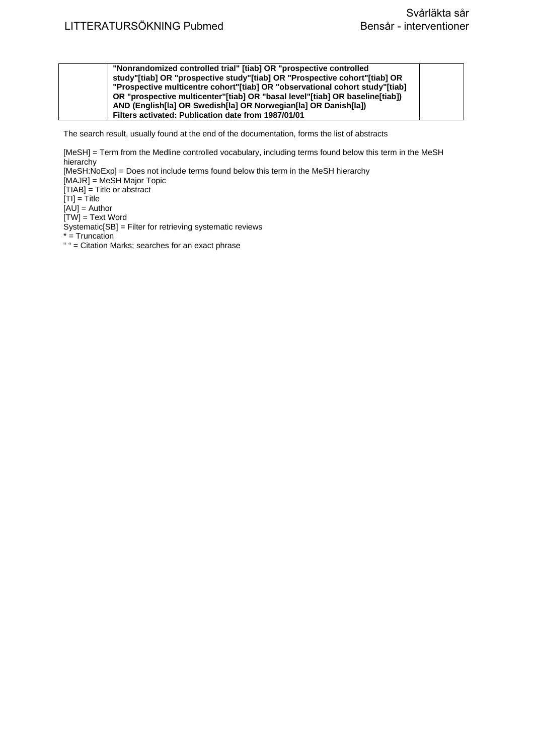| | **"Nonrandomized controlled trial" [tiab] OR "prospective controlled study"[tiab] OR "prospective study"[tiab] OR "Prospective cohort"[tiab] OR "Prospective multicentre cohort"[tiab] OR "observational cohort study"[tiab] OR "prospective multicenter"[tiab] OR "basal level"[tiab] OR baseline[tiab]) AND (English[la] OR Swedish[la] OR Norwegian[la] OR Danish[la])**<br>**Filters activated: Publication date from 1987/01/01** | |
|---|---|---|

The search result, usually found at the end of the documentation, forms the list of abstracts

[MeSH] = Term from the Medline controlled vocabulary, including terms found below this term in the MeSH hierarchy
[MeSH:NoExp] = Does not include terms found below this term in the MeSH hierarchy
[MAJR] = MeSH Major Topic
[TIAB] = Title or abstract
[TI] = Title
[AU] = Author
[TW] = Text Word
Systematic[SB] = Filter for retrieving systematic reviews
* = Truncation
" " = Citation Marks; searches for an exact phrase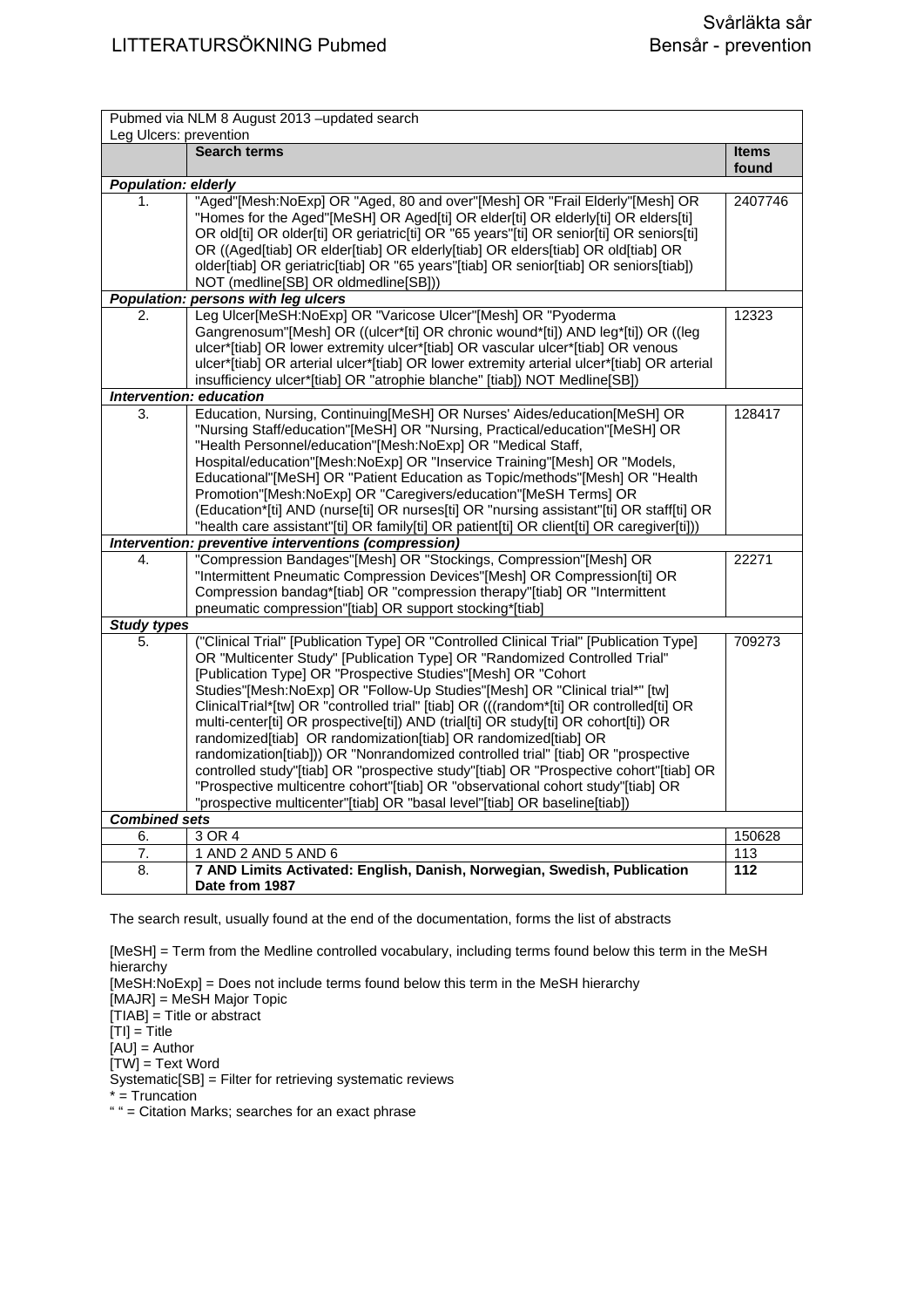| Pubmed via NLM 8 August 2013 –updated search<br>Leg Ulcers: prevention | | |
|---|---|---|
| | **Search terms** | **Items found** |
| ***Population: elderly*** | | |
| 1. | "Aged"[Mesh:NoExp] OR "Aged, 80 and over"[Mesh] OR "Frail Elderly"[Mesh] OR "Homes for the Aged"[MeSH] OR Aged[ti] OR elder[ti] OR elderly[ti] OR elders[ti] OR old[ti] OR older[ti] OR geriatric[ti] OR "65 years"[ti] OR senior[ti] OR seniors[ti] OR ((Aged[tiab] OR elder[tiab] OR elderly[tiab] OR elders[tiab] OR old[tiab] OR older[tiab] OR geriatric[tiab] OR "65 years"[tiab] OR senior[tiab] OR seniors[tiab]) NOT (medline[SB] OR oldmedline[SB])) | 2407746 |
| ***Population: persons with leg ulcers*** | | |
| 2. | Leg Ulcer[MeSH:NoExp] OR "Varicose Ulcer"[Mesh] OR "Pyoderma Gangrenosum"[Mesh] OR ((ulcer*[ti] OR chronic wound*[ti]) AND leg*[ti]) OR ((leg ulcer*[tiab] OR lower extremity ulcer*[tiab] OR vascular ulcer*[tiab] OR venous ulcer*[tiab] OR arterial ulcer*[tiab] OR lower extremity arterial ulcer*[tiab] OR arterial insufficiency ulcer*[tiab] OR "atrophie blanche" [tiab]) NOT Medline[SB]) | 12323 |
| ***Intervention: education*** | | |
| 3. | Education, Nursing, Continuing[MeSH] OR Nurses' Aides/education[MeSH] OR "Nursing Staff/education"[MeSH] OR "Nursing, Practical/education"[MeSH] OR "Health Personnel/education"[Mesh:NoExp] OR "Medical Staff, Hospital/education"[Mesh:NoExp] OR "Inservice Training"[Mesh] OR "Models, Educational"[MeSH] OR "Patient Education as Topic/methods"[Mesh] OR "Health Promotion"[Mesh:NoExp] OR "Caregivers/education"[MeSH Terms] OR (Education*[ti] AND (nurse[ti] OR nurses[ti] OR "nursing assistant"[ti] OR staff[ti] OR "health care assistant"[ti] OR family[ti] OR patient[ti] OR client[ti] OR caregiver[ti])) | 128417 |
| ***Intervention: preventive interventions (compression)*** | | |
| 4. | "Compression Bandages"[Mesh] OR "Stockings, Compression"[Mesh] OR "Intermittent Pneumatic Compression Devices"[Mesh] OR Compression[ti] OR Compression bandag*[tiab] OR "compression therapy"[tiab] OR "Intermittent pneumatic compression"[tiab] OR support stocking*[tiab] | 22271 |
| ***Study types*** | | |
| 5. | ("Clinical Trial" [Publication Type] OR "Controlled Clinical Trial" [Publication Type] OR "Multicenter Study" [Publication Type] OR "Randomized Controlled Trial" [Publication Type] OR "Prospective Studies"[Mesh] OR "Cohort Studies"[Mesh:NoExp] OR "Follow-Up Studies"[Mesh] OR "Clinical trial*" [tw] ClinicalTrial*[tw] OR "controlled trial" [tiab] OR (((random*[ti] OR controlled[ti] OR multi-center[ti] OR prospective[ti]) AND (trial[ti] OR study[ti] OR cohort[ti])) OR randomized[tiab] OR randomization[tiab] OR randomized[tiab] OR randomization[tiab])) OR "Nonrandomized controlled trial" [tiab] OR "prospective controlled study"[tiab] OR "prospective study"[tiab] OR "Prospective cohort"[tiab] OR "Prospective multicentre cohort"[tiab] OR "observational cohort study"[tiab] OR "prospective multicenter"[tiab] OR "basal level"[tiab] OR baseline[tiab]) | 709273 |
| ***Combined sets*** | | |
| 6. | 3 OR 4 | 150628 |
| 7. | 1 AND 2 AND 5 AND 6 | 113 |
| 8. | **7 AND Limits Activated: English, Danish, Norwegian, Swedish, Publication Date from 1987** | **112** |

The search result, usually found at the end of the documentation, forms the list of abstracts

[MeSH] = Term from the Medline controlled vocabulary, including terms found below this term in the MeSH hierarchy
[MeSH:NoExp] = Does not include terms found below this term in the MeSH hierarchy
[MAJR] = MeSH Major Topic
[TIAB] = Title or abstract
[TI] = Title
[AU] = Author
[TW] = Text Word
Systematic[SB] = Filter for retrieving systematic reviews
* = Truncation
" " = Citation Marks; searches for an exact phrase